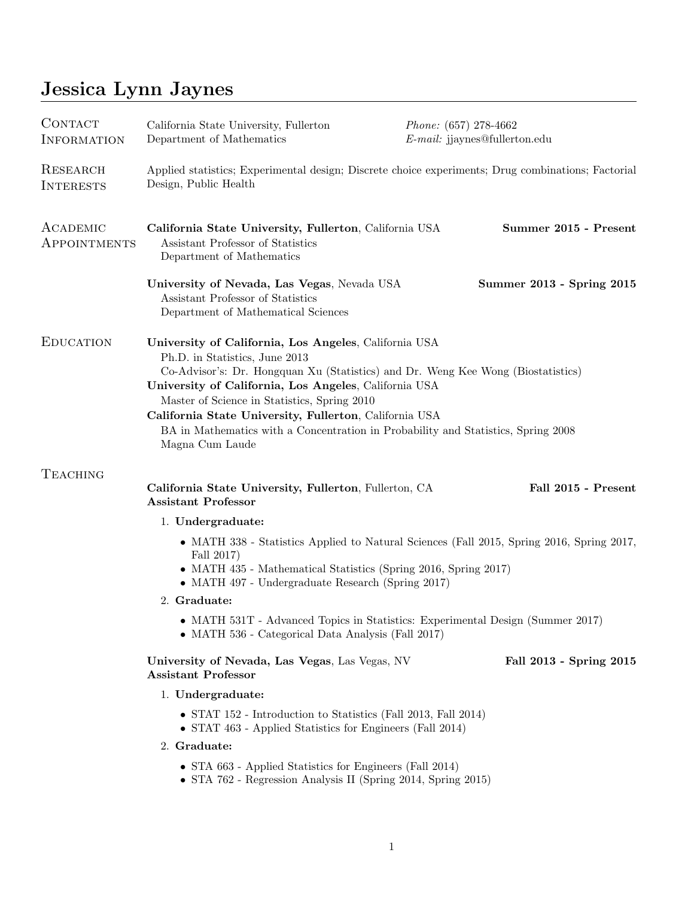# Jessica Lynn Jaynes

## Contact Information

California State University, Fullerton
Department of Mathematics

*Phone:* (657) 278-4662
*E-mail:* jjaynes@fullerton.edu

## Research Interests

Applied statistics; Experimental design; Discrete choice experiments; Drug combinations; Factorial Design, Public Health

## Academic Appointments

**California State University, Fullerton**, California USA — **Summer 2015 - Present**
Assistant Professor of Statistics
Department of Mathematics

**University of Nevada, Las Vegas**, Nevada USA — **Summer 2013 - Spring 2015**
Assistant Professor of Statistics
Department of Mathematical Sciences

## Education

**University of California, Los Angeles**, California USA
Ph.D. in Statistics, June 2013
Co-Advisor's: Dr. Hongquan Xu (Statistics) and Dr. Weng Kee Wong (Biostatistics)

**University of California, Los Angeles**, California USA
Master of Science in Statistics, Spring 2010

**California State University, Fullerton**, California USA
BA in Mathematics with a Concentration in Probability and Statistics, Spring 2008
Magna Cum Laude

## Teaching

**California State University, Fullerton**, Fullerton, CA — **Fall 2015 - Present**
**Assistant Professor**

1. **Undergraduate:**
   - MATH 338 - Statistics Applied to Natural Sciences (Fall 2015, Spring 2016, Spring 2017, Fall 2017)
   - MATH 435 - Mathematical Statistics (Spring 2016, Spring 2017)
   - MATH 497 - Undergraduate Research (Spring 2017)
2. **Graduate:**
   - MATH 531T - Advanced Topics in Statistics: Experimental Design (Summer 2017)
   - MATH 536 - Categorical Data Analysis (Fall 2017)

**University of Nevada, Las Vegas**, Las Vegas, NV — **Fall 2013 - Spring 2015**
**Assistant Professor**

1. **Undergraduate:**
   - STAT 152 - Introduction to Statistics (Fall 2013, Fall 2014)
   - STAT 463 - Applied Statistics for Engineers (Fall 2014)
2. **Graduate:**
   - STA 663 - Applied Statistics for Engineers (Fall 2014)
   - STA 762 - Regression Analysis II (Spring 2014, Spring 2015)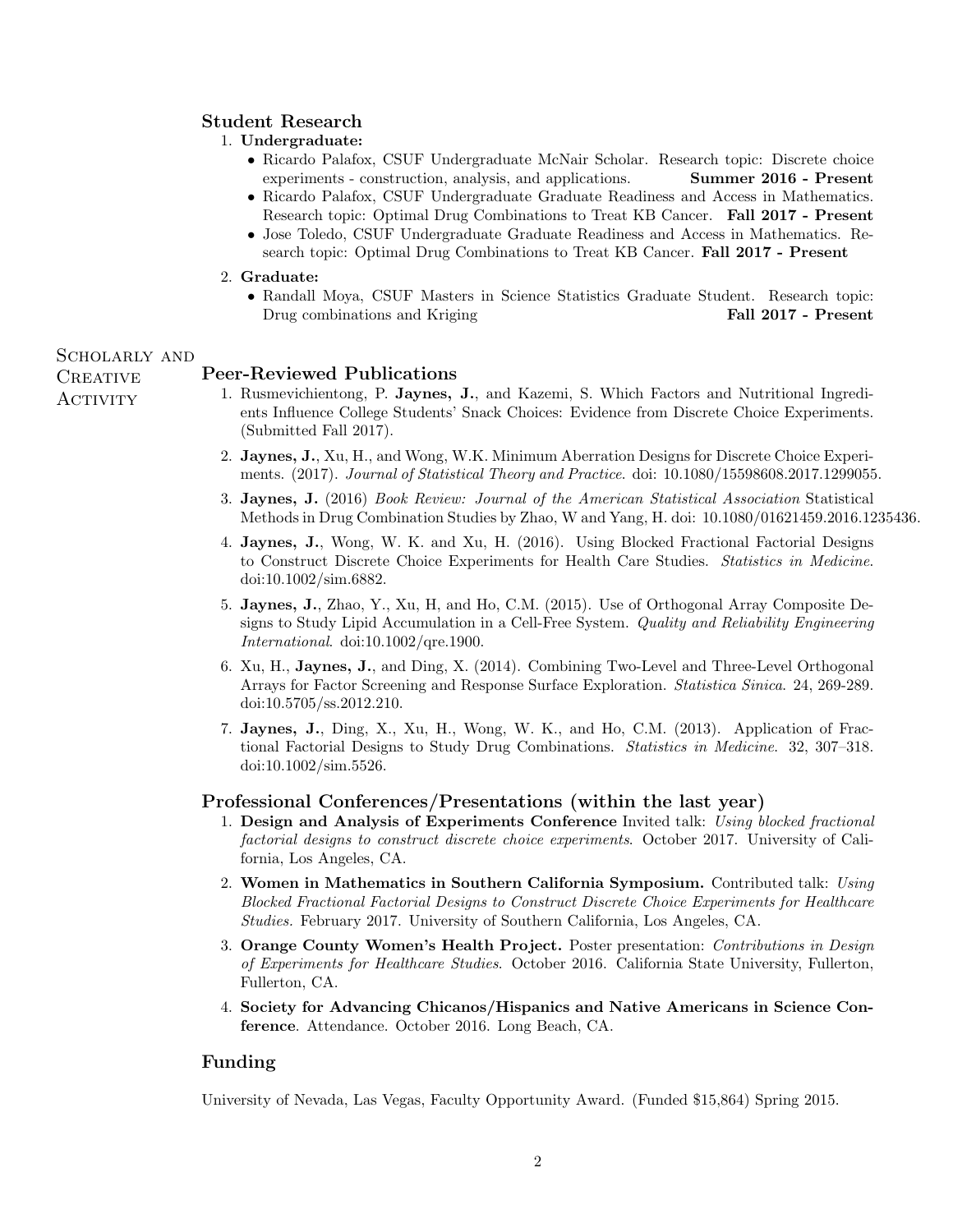## Student Research

1. **Undergraduate:**
   - Ricardo Palafox, CSUF Undergraduate McNair Scholar. Research topic: Discrete choice experiments - construction, analysis, and applications. **Summer 2016 - Present**
   - Ricardo Palafox, CSUF Undergraduate Graduate Readiness and Access in Mathematics. Research topic: Optimal Drug Combinations to Treat KB Cancer. **Fall 2017 - Present**
   - Jose Toledo, CSUF Undergraduate Graduate Readiness and Access in Mathematics. Research topic: Optimal Drug Combinations to Treat KB Cancer. **Fall 2017 - Present**
2. **Graduate:**
   - Randall Moya, CSUF Masters in Science Statistics Graduate Student. Research topic: Drug combinations and Kriging **Fall 2017 - Present**

# Scholarly and Creative Activity

## Peer-Reviewed Publications

1. Rusmevichientong, P. **Jaynes, J.**, and Kazemi, S. Which Factors and Nutritional Ingredients Influence College Students' Snack Choices: Evidence from Discrete Choice Experiments. (Submitted Fall 2017).
2. **Jaynes, J.**, Xu, H., and Wong, W.K. Minimum Aberration Designs for Discrete Choice Experiments. (2017). *Journal of Statistical Theory and Practice.* doi: 10.1080/15598608.2017.1299055.
3. **Jaynes, J.** (2016) *Book Review: Journal of the American Statistical Association* Statistical Methods in Drug Combination Studies by Zhao, W and Yang, H. doi: 10.1080/01621459.2016.1235436.
4. **Jaynes, J.**, Wong, W. K. and Xu, H. (2016). Using Blocked Fractional Factorial Designs to Construct Discrete Choice Experiments for Health Care Studies. *Statistics in Medicine.* doi:10.1002/sim.6882.
5. **Jaynes, J.**, Zhao, Y., Xu, H, and Ho, C.M. (2015). Use of Orthogonal Array Composite Designs to Study Lipid Accumulation in a Cell-Free System. *Quality and Reliability Engineering International*. doi:10.1002/qre.1900.
6. Xu, H., **Jaynes, J.**, and Ding, X. (2014). Combining Two-Level and Three-Level Orthogonal Arrays for Factor Screening and Response Surface Exploration. *Statistica Sinica.* 24, 269-289. doi:10.5705/ss.2012.210.
7. **Jaynes, J.**, Ding, X., Xu, H., Wong, W. K., and Ho, C.M. (2013). Application of Fractional Factorial Designs to Study Drug Combinations. *Statistics in Medicine*. 32, 307–318. doi:10.1002/sim.5526.

## Professional Conferences/Presentations (within the last year)

1. **Design and Analysis of Experiments Conference** Invited talk: *Using blocked fractional factorial designs to construct discrete choice experiments*. October 2017. University of California, Los Angeles, CA.
2. **Women in Mathematics in Southern California Symposium.** Contributed talk: *Using Blocked Fractional Factorial Designs to Construct Discrete Choice Experiments for Healthcare Studies.* February 2017. University of Southern California, Los Angeles, CA.
3. **Orange County Women's Health Project.** Poster presentation: *Contributions in Design of Experiments for Healthcare Studies*. October 2016. California State University, Fullerton, Fullerton, CA.
4. **Society for Advancing Chicanos/Hispanics and Native Americans in Science Conference**. Attendance. October 2016. Long Beach, CA.

## Funding

University of Nevada, Las Vegas, Faculty Opportunity Award. (Funded $15,864) Spring 2015.